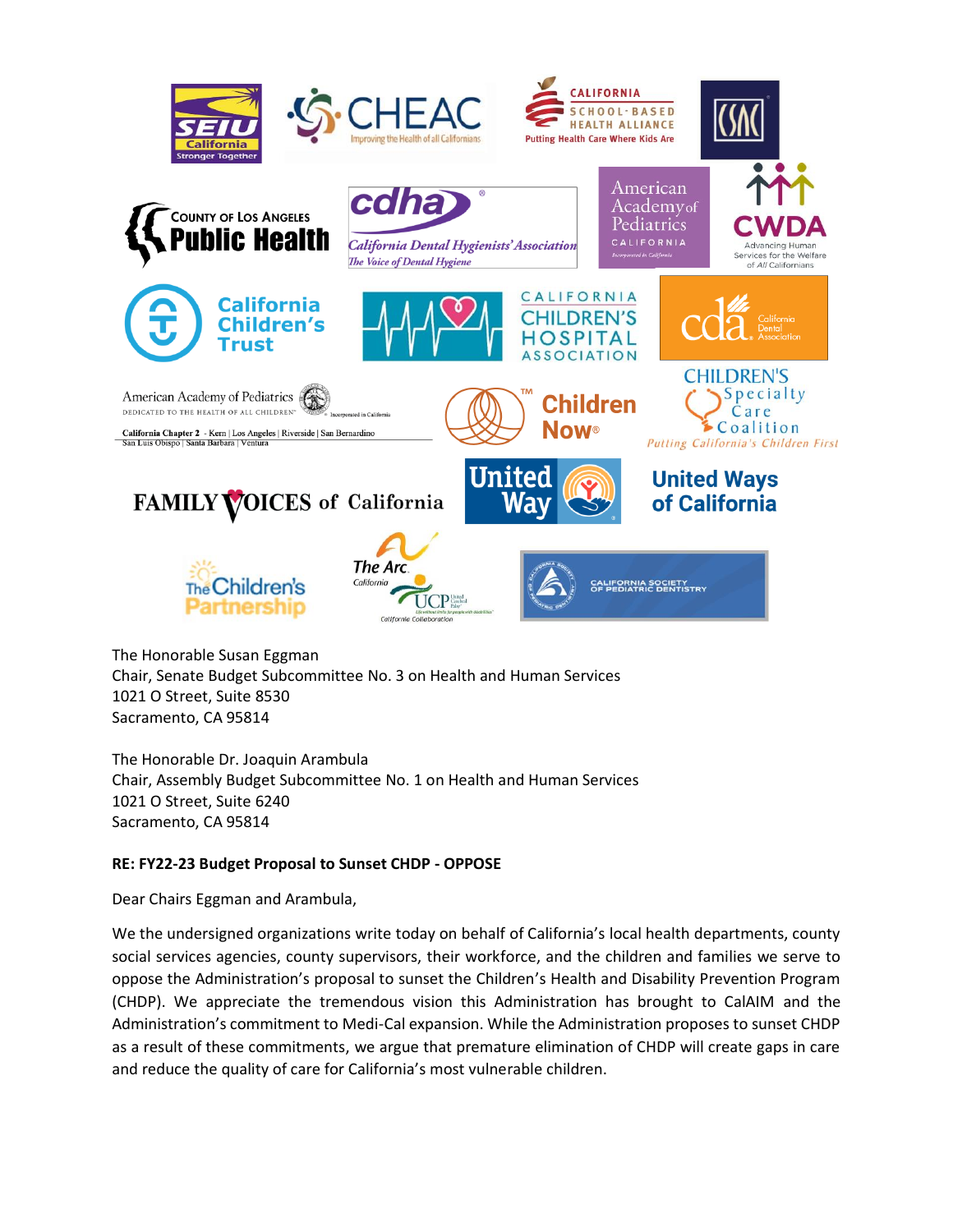The Honorable Susan Eggman
Chair, Senate Budget Subcommittee No. 3 on Health and Human Services
1021 O Street, Suite 8530
Sacramento, CA 95814

The Honorable Dr. Joaquin Arambula
Chair, Assembly Budget Subcommittee No. 1 on Health and Human Services
1021 O Street, Suite 6240
Sacramento, CA 95814

**RE: FY22-23 Budget Proposal to Sunset CHDP - OPPOSE**

Dear Chairs Eggman and Arambula,

We the undersigned organizations write today on behalf of California's local health departments, county social services agencies, county supervisors, their workforce, and the children and families we serve to oppose the Administration's proposal to sunset the Children's Health and Disability Prevention Program (CHDP). We appreciate the tremendous vision this Administration has brought to CalAIM and the Administration's commitment to Medi-Cal expansion. While the Administration proposes to sunset CHDP as a result of these commitments, we argue that premature elimination of CHDP will create gaps in care and reduce the quality of care for California's most vulnerable children.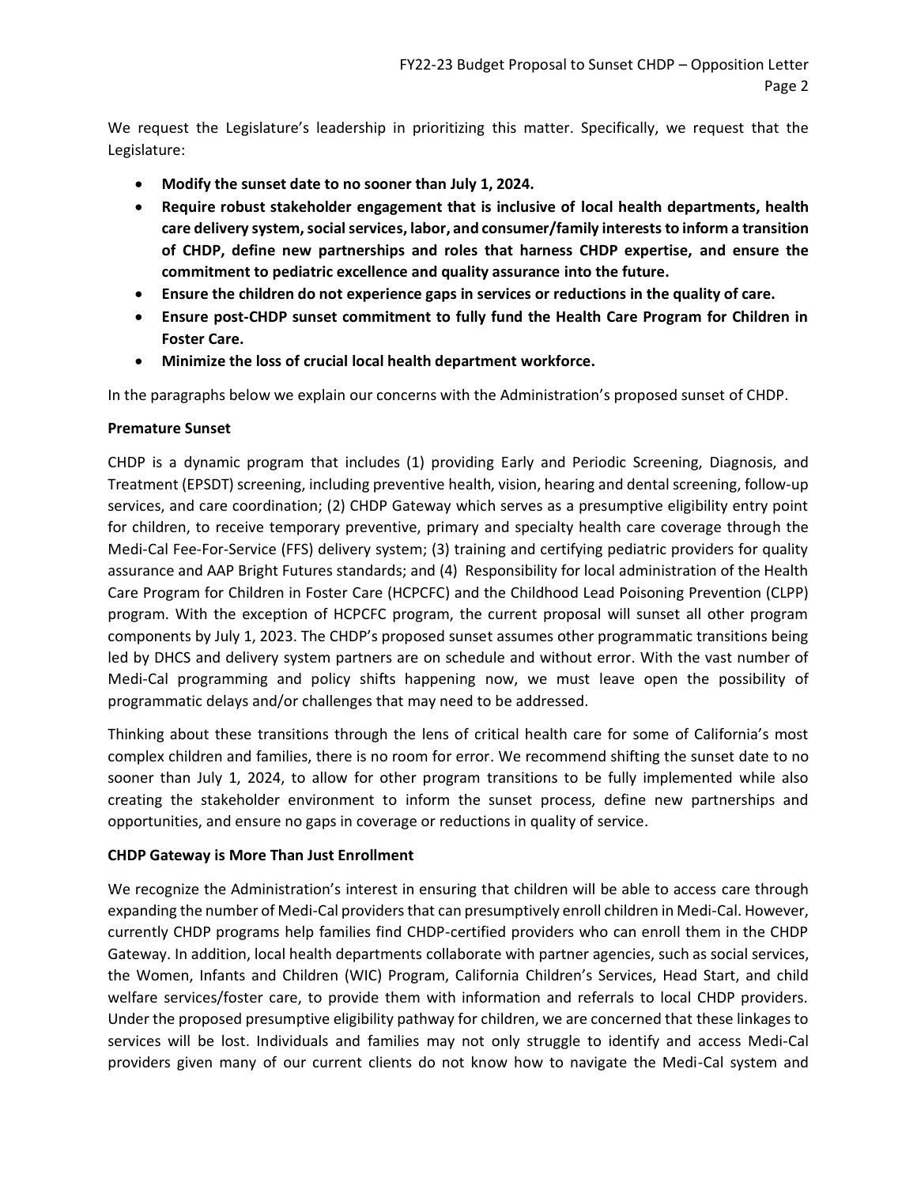We request the Legislature's leadership in prioritizing this matter. Specifically, we request that the Legislature:

- **Modify the sunset date to no sooner than July 1, 2024.**
- **Require robust stakeholder engagement that is inclusive of local health departments, health care delivery system, social services, labor, and consumer/family interests to inform a transition of CHDP, define new partnerships and roles that harness CHDP expertise, and ensure the commitment to pediatric excellence and quality assurance into the future.**
- **Ensure the children do not experience gaps in services or reductions in the quality of care.**
- **Ensure post-CHDP sunset commitment to fully fund the Health Care Program for Children in Foster Care.**
- **Minimize the loss of crucial local health department workforce.**

In the paragraphs below we explain our concerns with the Administration's proposed sunset of CHDP.

**Premature Sunset**

CHDP is a dynamic program that includes (1) providing Early and Periodic Screening, Diagnosis, and Treatment (EPSDT) screening, including preventive health, vision, hearing and dental screening, follow-up services, and care coordination; (2) CHDP Gateway which serves as a presumptive eligibility entry point for children, to receive temporary preventive, primary and specialty health care coverage through the Medi-Cal Fee-For-Service (FFS) delivery system; (3) training and certifying pediatric providers for quality assurance and AAP Bright Futures standards; and (4) Responsibility for local administration of the Health Care Program for Children in Foster Care (HCPCFC) and the Childhood Lead Poisoning Prevention (CLPP) program. With the exception of HCPCFC program, the current proposal will sunset all other program components by July 1, 2023. The CHDP's proposed sunset assumes other programmatic transitions being led by DHCS and delivery system partners are on schedule and without error. With the vast number of Medi-Cal programming and policy shifts happening now, we must leave open the possibility of programmatic delays and/or challenges that may need to be addressed.

Thinking about these transitions through the lens of critical health care for some of California's most complex children and families, there is no room for error. We recommend shifting the sunset date to no sooner than July 1, 2024, to allow for other program transitions to be fully implemented while also creating the stakeholder environment to inform the sunset process, define new partnerships and opportunities, and ensure no gaps in coverage or reductions in quality of service.

**CHDP Gateway is More Than Just Enrollment**

We recognize the Administration's interest in ensuring that children will be able to access care through expanding the number of Medi-Cal providers that can presumptively enroll children in Medi-Cal. However, currently CHDP programs help families find CHDP-certified providers who can enroll them in the CHDP Gateway. In addition, local health departments collaborate with partner agencies, such as social services, the Women, Infants and Children (WIC) Program, California Children's Services, Head Start, and child welfare services/foster care, to provide them with information and referrals to local CHDP providers. Under the proposed presumptive eligibility pathway for children, we are concerned that these linkages to services will be lost. Individuals and families may not only struggle to identify and access Medi-Cal providers given many of our current clients do not know how to navigate the Medi-Cal system and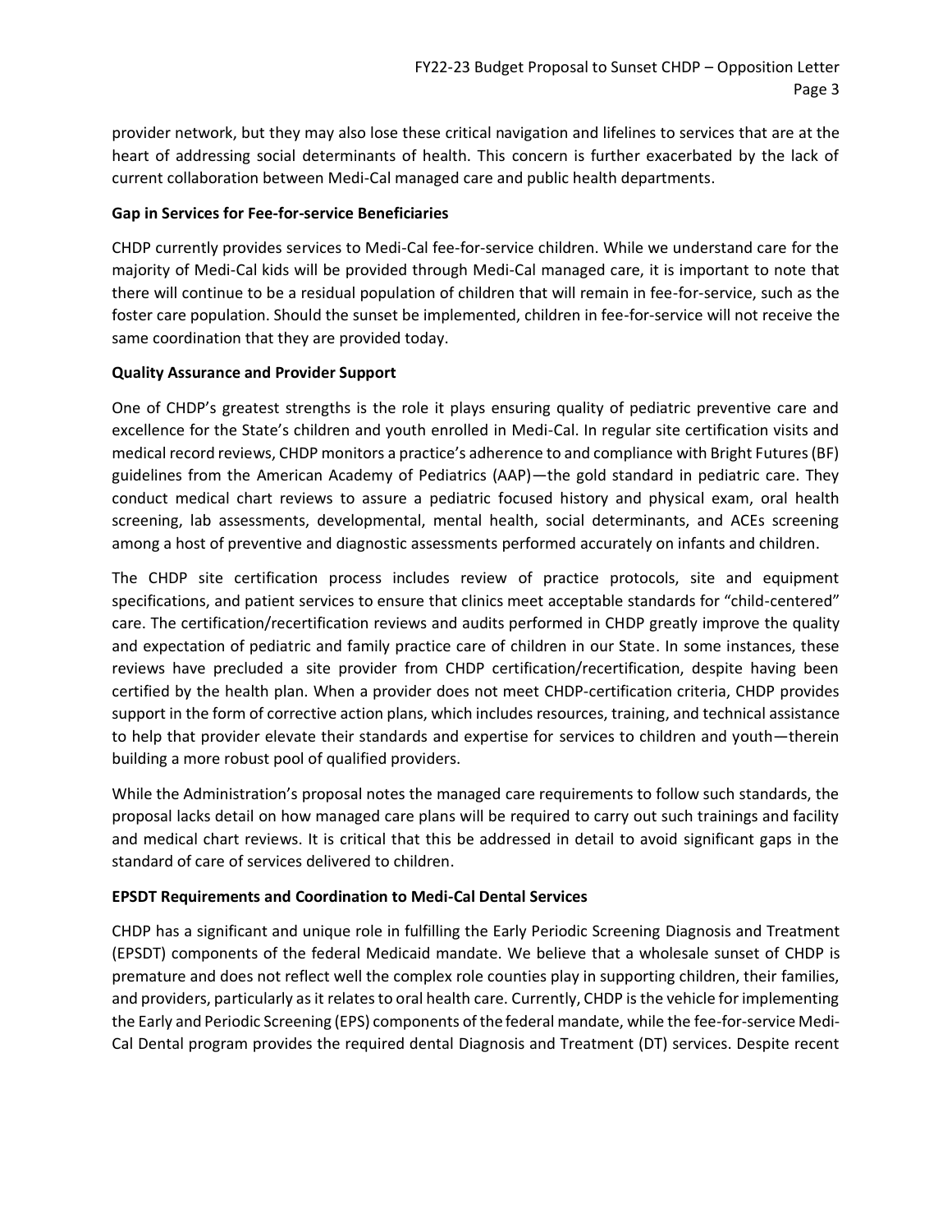provider network, but they may also lose these critical navigation and lifelines to services that are at the heart of addressing social determinants of health. This concern is further exacerbated by the lack of current collaboration between Medi-Cal managed care and public health departments.

**Gap in Services for Fee-for-service Beneficiaries**

CHDP currently provides services to Medi-Cal fee-for-service children. While we understand care for the majority of Medi-Cal kids will be provided through Medi-Cal managed care, it is important to note that there will continue to be a residual population of children that will remain in fee-for-service, such as the foster care population. Should the sunset be implemented, children in fee-for-service will not receive the same coordination that they are provided today.

**Quality Assurance and Provider Support**

One of CHDP's greatest strengths is the role it plays ensuring quality of pediatric preventive care and excellence for the State's children and youth enrolled in Medi-Cal. In regular site certification visits and medical record reviews, CHDP monitors a practice's adherence to and compliance with Bright Futures (BF) guidelines from the American Academy of Pediatrics (AAP)—the gold standard in pediatric care. They conduct medical chart reviews to assure a pediatric focused history and physical exam, oral health screening, lab assessments, developmental, mental health, social determinants, and ACEs screening among a host of preventive and diagnostic assessments performed accurately on infants and children.

The CHDP site certification process includes review of practice protocols, site and equipment specifications, and patient services to ensure that clinics meet acceptable standards for "child-centered" care. The certification/recertification reviews and audits performed in CHDP greatly improve the quality and expectation of pediatric and family practice care of children in our State. In some instances, these reviews have precluded a site provider from CHDP certification/recertification, despite having been certified by the health plan. When a provider does not meet CHDP-certification criteria, CHDP provides support in the form of corrective action plans, which includes resources, training, and technical assistance to help that provider elevate their standards and expertise for services to children and youth—therein building a more robust pool of qualified providers.

While the Administration's proposal notes the managed care requirements to follow such standards, the proposal lacks detail on how managed care plans will be required to carry out such trainings and facility and medical chart reviews. It is critical that this be addressed in detail to avoid significant gaps in the standard of care of services delivered to children.

**EPSDT Requirements and Coordination to Medi-Cal Dental Services**

CHDP has a significant and unique role in fulfilling the Early Periodic Screening Diagnosis and Treatment (EPSDT) components of the federal Medicaid mandate. We believe that a wholesale sunset of CHDP is premature and does not reflect well the complex role counties play in supporting children, their families, and providers, particularly as it relates to oral health care. Currently, CHDP is the vehicle for implementing the Early and Periodic Screening (EPS) components of the federal mandate, while the fee-for-service Medi-Cal Dental program provides the required dental Diagnosis and Treatment (DT) services. Despite recent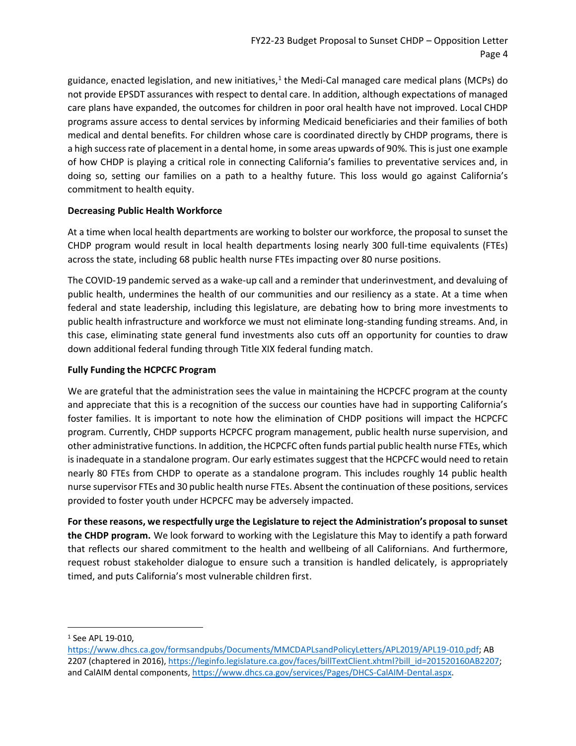guidance, enacted legislation, and new initiatives,[1] the Medi-Cal managed care medical plans (MCPs) do not provide EPSDT assurances with respect to dental care. In addition, although expectations of managed care plans have expanded, the outcomes for children in poor oral health have not improved. Local CHDP programs assure access to dental services by informing Medicaid beneficiaries and their families of both medical and dental benefits. For children whose care is coordinated directly by CHDP programs, there is a high success rate of placement in a dental home, in some areas upwards of 90%. This is just one example of how CHDP is playing a critical role in connecting California's families to preventative services and, in doing so, setting our families on a path to a healthy future. This loss would go against California's commitment to health equity.

**Decreasing Public Health Workforce**

At a time when local health departments are working to bolster our workforce, the proposal to sunset the CHDP program would result in local health departments losing nearly 300 full-time equivalents (FTEs) across the state, including 68 public health nurse FTEs impacting over 80 nurse positions.

The COVID-19 pandemic served as a wake-up call and a reminder that underinvestment, and devaluing of public health, undermines the health of our communities and our resiliency as a state. At a time when federal and state leadership, including this legislature, are debating how to bring more investments to public health infrastructure and workforce we must not eliminate long-standing funding streams. And, in this case, eliminating state general fund investments also cuts off an opportunity for counties to draw down additional federal funding through Title XIX federal funding match.

**Fully Funding the HCPCFC Program**

We are grateful that the administration sees the value in maintaining the HCPCFC program at the county and appreciate that this is a recognition of the success our counties have had in supporting California's foster families. It is important to note how the elimination of CHDP positions will impact the HCPCFC program. Currently, CHDP supports HCPCFC program management, public health nurse supervision, and other administrative functions. In addition, the HCPCFC often funds partial public health nurse FTEs, which is inadequate in a standalone program. Our early estimates suggest that the HCPCFC would need to retain nearly 80 FTEs from CHDP to operate as a standalone program. This includes roughly 14 public health nurse supervisor FTEs and 30 public health nurse FTEs. Absent the continuation of these positions, services provided to foster youth under HCPCFC may be adversely impacted.

**For these reasons, we respectfully urge the Legislature to reject the Administration's proposal to sunset the CHDP program.** We look forward to working with the Legislature this May to identify a path forward that reflects our shared commitment to the health and wellbeing of all Californians. And furthermore, request robust stakeholder dialogue to ensure such a transition is handled delicately, is appropriately timed, and puts California's most vulnerable children first.

---

[1] See APL 19-010, https://www.dhcs.ca.gov/formsandpubs/Documents/MMCDAPLsandPolicyLetters/APL2019/APL19-010.pdf; AB 2207 (chaptered in 2016), https://leginfo.legislature.ca.gov/faces/billTextClient.xhtml?bill_id=201520160AB2207; and CalAIM dental components, https://www.dhcs.ca.gov/services/Pages/DHCS-CalAIM-Dental.aspx.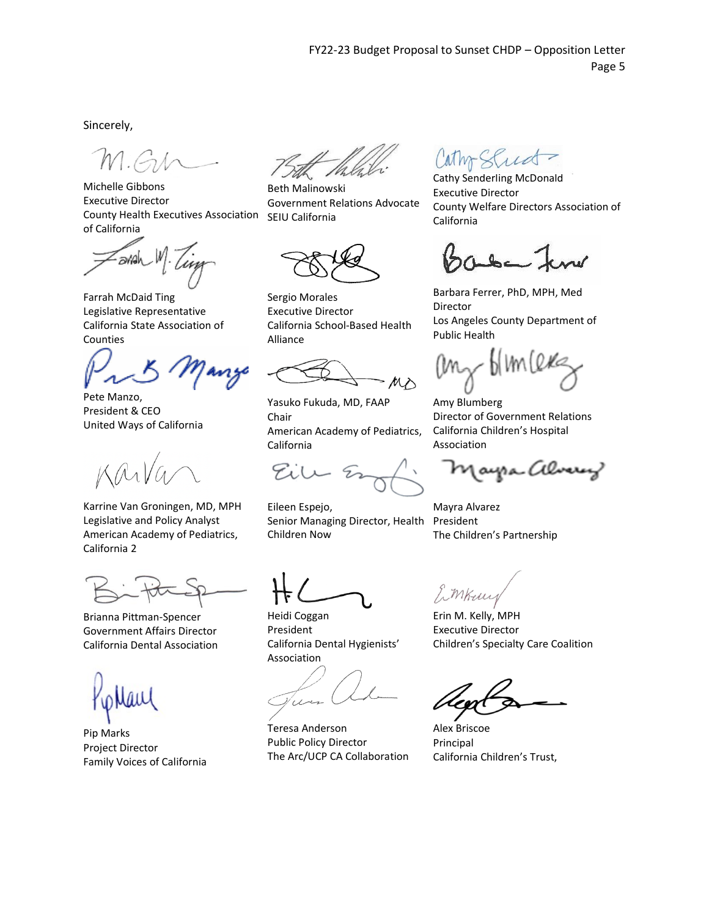Sincerely,

Michelle Gibbons
Executive Director
County Health Executives Association of California

Beth Malinowski
Government Relations Advocate
SEIU California

Cathy Senderling McDonald
Executive Director
County Welfare Directors Association of California

Farrah McDaid Ting
Legislative Representative
California State Association of Counties

Sergio Morales
Executive Director
California School-Based Health Alliance

Barbara Ferrer, PhD, MPH, Med
Director
Los Angeles County Department of Public Health

Pete Manzo,
President & CEO
United Ways of California

Yasuko Fukuda, MD, FAAP
Chair
American Academy of Pediatrics, California

Amy Blumberg
Director of Government Relations
California Children's Hospital Association

Karrine Van Groningen, MD, MPH
Legislative and Policy Analyst
American Academy of Pediatrics, California 2

Eileen Espejo,
Senior Managing Director, Health
Children Now

Mayra Alvarez
President
The Children's Partnership

Brianna Pittman-Spencer
Government Affairs Director
California Dental Association

Heidi Coggan
President
California Dental Hygienists' Association

Erin M. Kelly, MPH
Executive Director
Children's Specialty Care Coalition

Pip Marks
Project Director
Family Voices of California

Teresa Anderson
Public Policy Director
The Arc/UCP CA Collaboration

Alex Briscoe
Principal
California Children's Trust,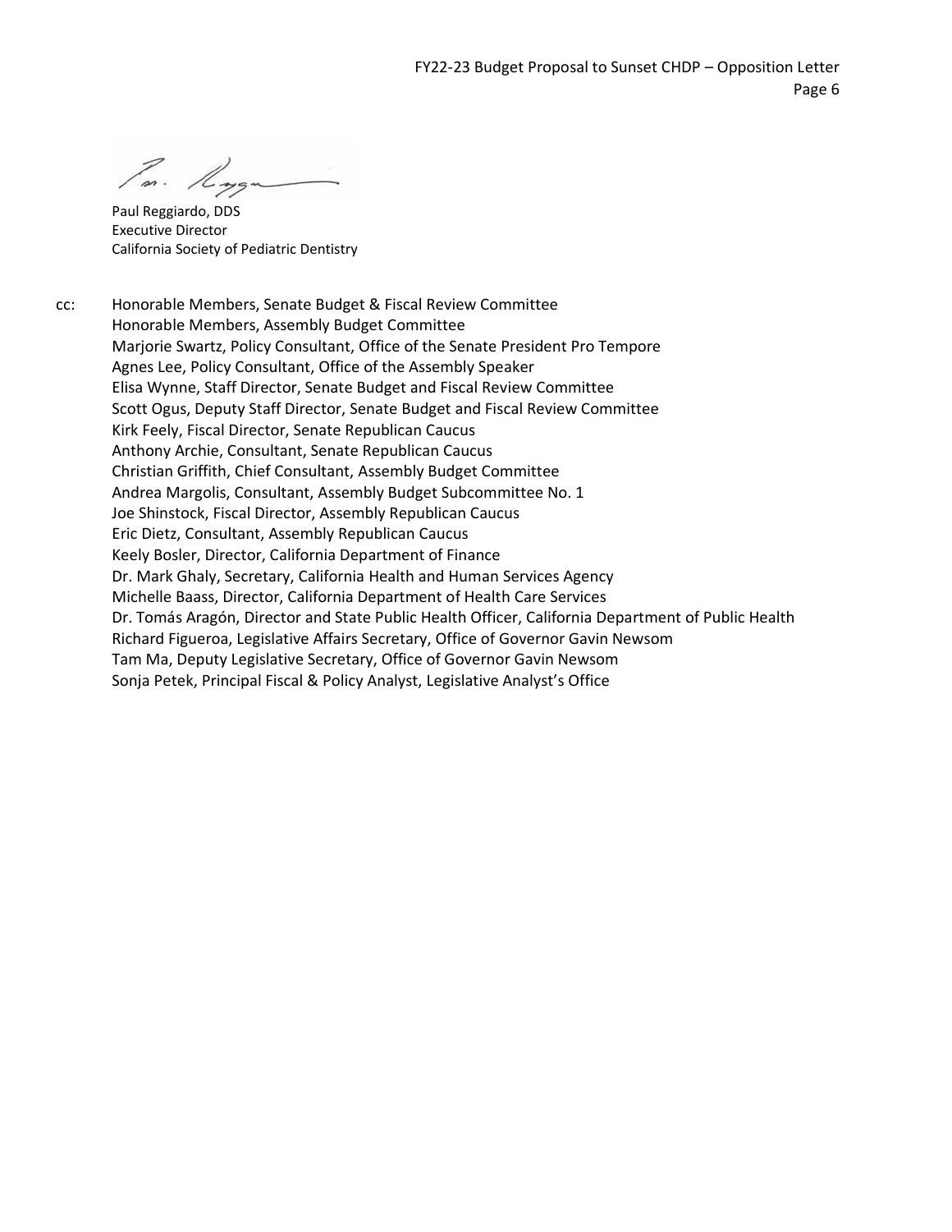Paul Reggiardo, DDS
Executive Director
California Society of Pediatric Dentistry

cc: Honorable Members, Senate Budget & Fiscal Review Committee
Honorable Members, Assembly Budget Committee
Marjorie Swartz, Policy Consultant, Office of the Senate President Pro Tempore
Agnes Lee, Policy Consultant, Office of the Assembly Speaker
Elisa Wynne, Staff Director, Senate Budget and Fiscal Review Committee
Scott Ogus, Deputy Staff Director, Senate Budget and Fiscal Review Committee
Kirk Feely, Fiscal Director, Senate Republican Caucus
Anthony Archie, Consultant, Senate Republican Caucus
Christian Griffith, Chief Consultant, Assembly Budget Committee
Andrea Margolis, Consultant, Assembly Budget Subcommittee No. 1
Joe Shinstock, Fiscal Director, Assembly Republican Caucus
Eric Dietz, Consultant, Assembly Republican Caucus
Keely Bosler, Director, California Department of Finance
Dr. Mark Ghaly, Secretary, California Health and Human Services Agency
Michelle Baass, Director, California Department of Health Care Services
Dr. Tomás Aragón, Director and State Public Health Officer, California Department of Public Health
Richard Figueroa, Legislative Affairs Secretary, Office of Governor Gavin Newsom
Tam Ma, Deputy Legislative Secretary, Office of Governor Gavin Newsom
Sonja Petek, Principal Fiscal & Policy Analyst, Legislative Analyst's Office